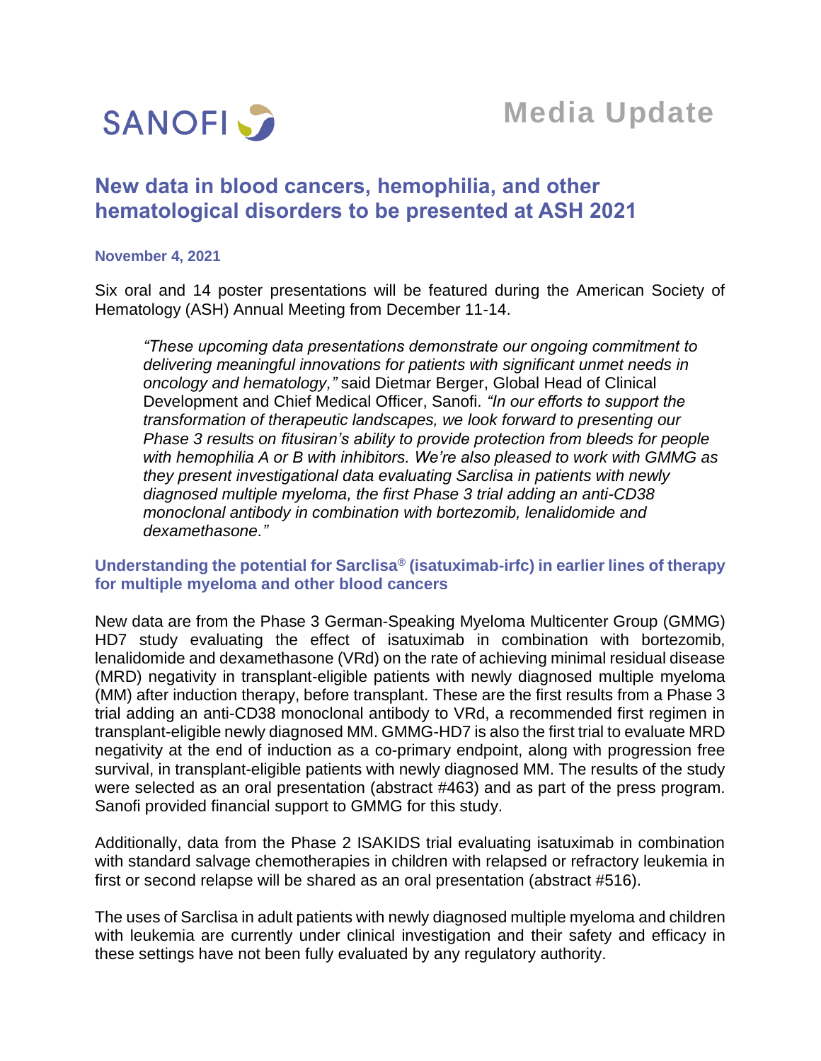SANOFI

**Media Update**

# New data in blood cancers, hemophilia, and other hematological disorders to be presented at ASH 2021

**November 4, 2021**

Six oral and 14 poster presentations will be featured during the American Society of Hematology (ASH) Annual Meeting from December 11-14.

> *"These upcoming data presentations demonstrate our ongoing commitment to delivering meaningful innovations for patients with significant unmet needs in oncology and hematology,"* said Dietmar Berger, Global Head of Clinical Development and Chief Medical Officer, Sanofi. *"In our efforts to support the transformation of therapeutic landscapes, we look forward to presenting our Phase 3 results on fitusiran's ability to provide protection from bleeds for people with hemophilia A or B with inhibitors. We're also pleased to work with GMMG as they present investigational data evaluating Sarclisa in patients with newly diagnosed multiple myeloma, the first Phase 3 trial adding an anti-CD38 monoclonal antibody in combination with bortezomib, lenalidomide and dexamethasone."*

### Understanding the potential for Sarclisa® (isatuximab-irfc) in earlier lines of therapy for multiple myeloma and other blood cancers

New data are from the Phase 3 German-Speaking Myeloma Multicenter Group (GMMG) HD7 study evaluating the effect of isatuximab in combination with bortezomib, lenalidomide and dexamethasone (VRd) on the rate of achieving minimal residual disease (MRD) negativity in transplant-eligible patients with newly diagnosed multiple myeloma (MM) after induction therapy, before transplant. These are the first results from a Phase 3 trial adding an anti-CD38 monoclonal antibody to VRd, a recommended first regimen in transplant-eligible newly diagnosed MM. GMMG-HD7 is also the first trial to evaluate MRD negativity at the end of induction as a co-primary endpoint, along with progression free survival, in transplant-eligible patients with newly diagnosed MM. The results of the study were selected as an oral presentation (abstract #463) and as part of the press program. Sanofi provided financial support to GMMG for this study.

Additionally, data from the Phase 2 ISAKIDS trial evaluating isatuximab in combination with standard salvage chemotherapies in children with relapsed or refractory leukemia in first or second relapse will be shared as an oral presentation (abstract #516).

The uses of Sarclisa in adult patients with newly diagnosed multiple myeloma and children with leukemia are currently under clinical investigation and their safety and efficacy in these settings have not been fully evaluated by any regulatory authority.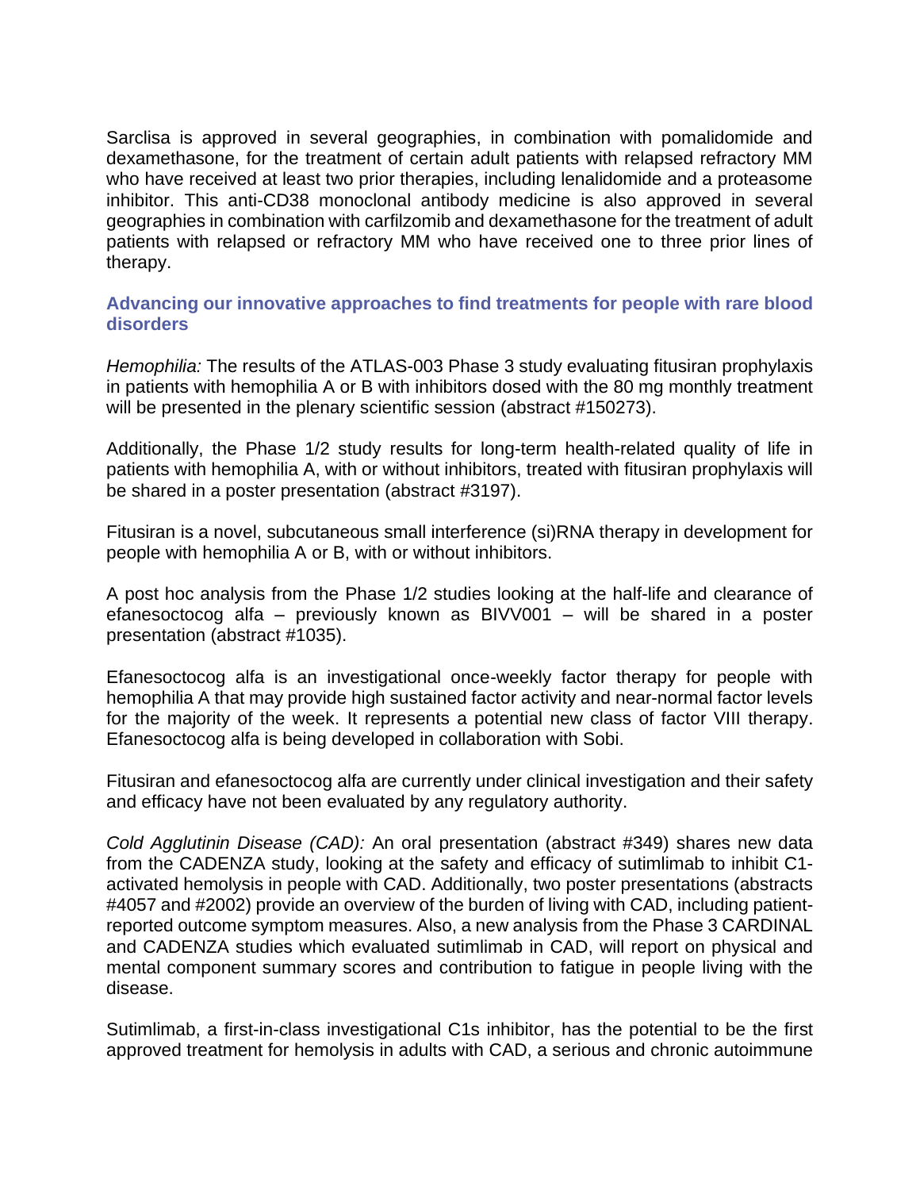Sarclisa is approved in several geographies, in combination with pomalidomide and dexamethasone, for the treatment of certain adult patients with relapsed refractory MM who have received at least two prior therapies, including lenalidomide and a proteasome inhibitor. This anti-CD38 monoclonal antibody medicine is also approved in several geographies in combination with carfilzomib and dexamethasone for the treatment of adult patients with relapsed or refractory MM who have received one to three prior lines of therapy.

## Advancing our innovative approaches to find treatments for people with rare blood disorders

*Hemophilia:* The results of the ATLAS-003 Phase 3 study evaluating fitusiran prophylaxis in patients with hemophilia A or B with inhibitors dosed with the 80 mg monthly treatment will be presented in the plenary scientific session (abstract #150273).

Additionally, the Phase 1/2 study results for long-term health-related quality of life in patients with hemophilia A, with or without inhibitors, treated with fitusiran prophylaxis will be shared in a poster presentation (abstract #3197).

Fitusiran is a novel, subcutaneous small interference (si)RNA therapy in development for people with hemophilia A or B, with or without inhibitors.

A post hoc analysis from the Phase 1/2 studies looking at the half-life and clearance of efanesoctocog alfa – previously known as BIVV001 – will be shared in a poster presentation (abstract #1035).

Efanesoctocog alfa is an investigational once-weekly factor therapy for people with hemophilia A that may provide high sustained factor activity and near-normal factor levels for the majority of the week. It represents a potential new class of factor VIII therapy. Efanesoctocog alfa is being developed in collaboration with Sobi.

Fitusiran and efanesoctocog alfa are currently under clinical investigation and their safety and efficacy have not been evaluated by any regulatory authority.

*Cold Agglutinin Disease (CAD):* An oral presentation (abstract #349) shares new data from the CADENZA study, looking at the safety and efficacy of sutimlimab to inhibit C1-activated hemolysis in people with CAD. Additionally, two poster presentations (abstracts #4057 and #2002) provide an overview of the burden of living with CAD, including patient-reported outcome symptom measures. Also, a new analysis from the Phase 3 CARDINAL and CADENZA studies which evaluated sutimlimab in CAD, will report on physical and mental component summary scores and contribution to fatigue in people living with the disease.

Sutimlimab, a first-in-class investigational C1s inhibitor, has the potential to be the first approved treatment for hemolysis in adults with CAD, a serious and chronic autoimmune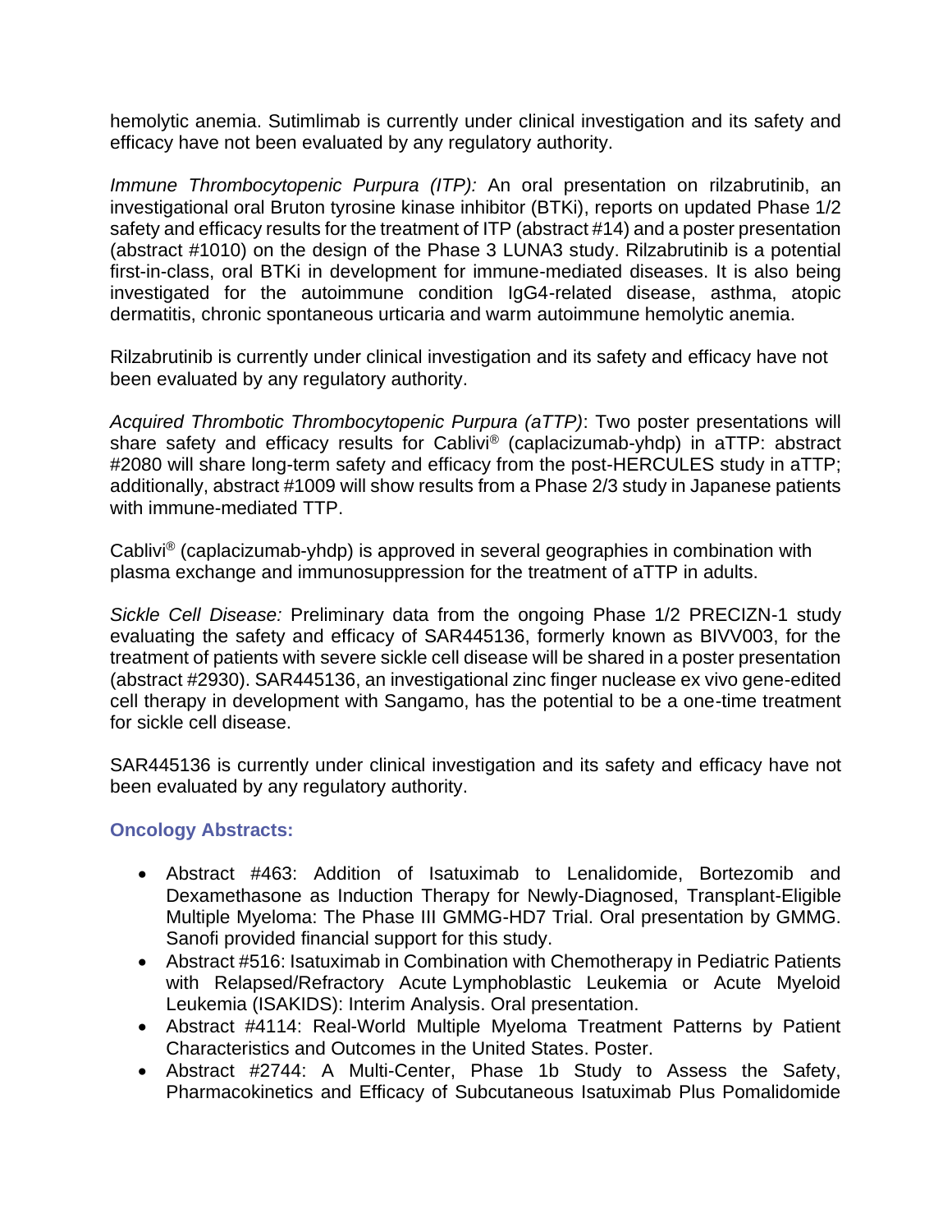hemolytic anemia. Sutimlimab is currently under clinical investigation and its safety and efficacy have not been evaluated by any regulatory authority.

*Immune Thrombocytopenic Purpura (ITP):* An oral presentation on rilzabrutinib, an investigational oral Bruton tyrosine kinase inhibitor (BTKi), reports on updated Phase 1/2 safety and efficacy results for the treatment of ITP (abstract #14) and a poster presentation (abstract #1010) on the design of the Phase 3 LUNA3 study. Rilzabrutinib is a potential first-in-class, oral BTKi in development for immune-mediated diseases. It is also being investigated for the autoimmune condition IgG4-related disease, asthma, atopic dermatitis, chronic spontaneous urticaria and warm autoimmune hemolytic anemia.

Rilzabrutinib is currently under clinical investigation and its safety and efficacy have not been evaluated by any regulatory authority.

*Acquired Thrombotic Thrombocytopenic Purpura (aTTP)*: Two poster presentations will share safety and efficacy results for Cablivi® (caplacizumab-yhdp) in aTTP: abstract #2080 will share long-term safety and efficacy from the post-HERCULES study in aTTP; additionally, abstract #1009 will show results from a Phase 2/3 study in Japanese patients with immune-mediated TTP.

Cablivi® (caplacizumab-yhdp) is approved in several geographies in combination with plasma exchange and immunosuppression for the treatment of aTTP in adults.

*Sickle Cell Disease:* Preliminary data from the ongoing Phase 1/2 PRECIZN-1 study evaluating the safety and efficacy of SAR445136, formerly known as BIVV003, for the treatment of patients with severe sickle cell disease will be shared in a poster presentation (abstract #2930). SAR445136, an investigational zinc finger nuclease ex vivo gene-edited cell therapy in development with Sangamo, has the potential to be a one-time treatment for sickle cell disease.

SAR445136 is currently under clinical investigation and its safety and efficacy have not been evaluated by any regulatory authority.

**Oncology Abstracts:**

- Abstract #463: Addition of Isatuximab to Lenalidomide, Bortezomib and Dexamethasone as Induction Therapy for Newly-Diagnosed, Transplant-Eligible Multiple Myeloma: The Phase III GMMG-HD7 Trial. Oral presentation by GMMG. Sanofi provided financial support for this study.
- Abstract #516: Isatuximab in Combination with Chemotherapy in Pediatric Patients with Relapsed/Refractory Acute Lymphoblastic Leukemia or Acute Myeloid Leukemia (ISAKIDS): Interim Analysis. Oral presentation.
- Abstract #4114: Real-World Multiple Myeloma Treatment Patterns by Patient Characteristics and Outcomes in the United States. Poster.
- Abstract #2744: A Multi-Center, Phase 1b Study to Assess the Safety, Pharmacokinetics and Efficacy of Subcutaneous Isatuximab Plus Pomalidomide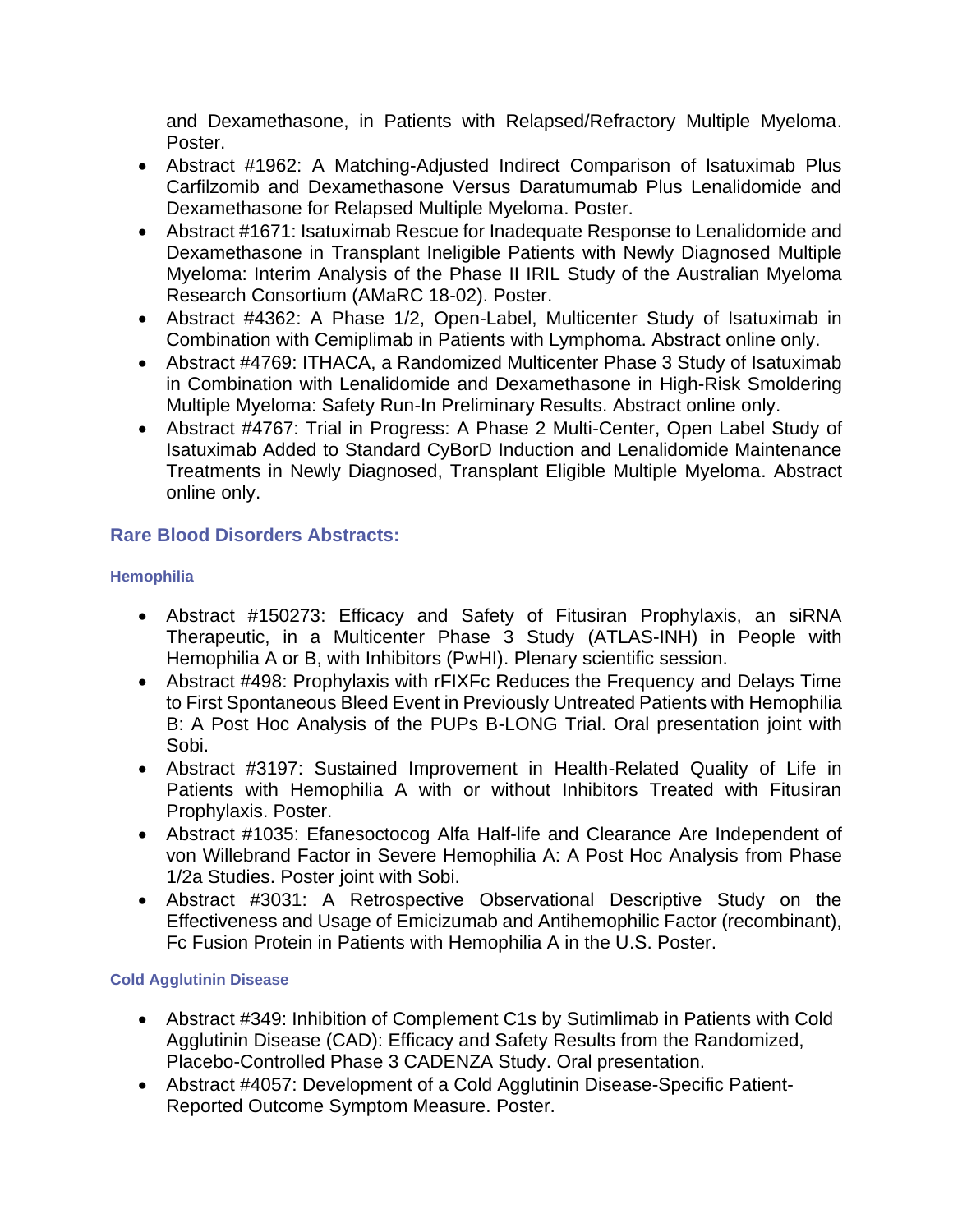and Dexamethasone, in Patients with Relapsed/Refractory Multiple Myeloma. Poster.

- Abstract #1962: A Matching-Adjusted Indirect Comparison of Isatuximab Plus Carfilzomib and Dexamethasone Versus Daratumumab Plus Lenalidomide and Dexamethasone for Relapsed Multiple Myeloma. Poster.
- Abstract #1671: Isatuximab Rescue for Inadequate Response to Lenalidomide and Dexamethasone in Transplant Ineligible Patients with Newly Diagnosed Multiple Myeloma: Interim Analysis of the Phase II IRIL Study of the Australian Myeloma Research Consortium (AMaRC 18-02). Poster.
- Abstract #4362: A Phase 1/2, Open-Label, Multicenter Study of Isatuximab in Combination with Cemiplimab in Patients with Lymphoma. Abstract online only.
- Abstract #4769: ITHACA, a Randomized Multicenter Phase 3 Study of Isatuximab in Combination with Lenalidomide and Dexamethasone in High-Risk Smoldering Multiple Myeloma: Safety Run-In Preliminary Results. Abstract online only.
- Abstract #4767: Trial in Progress: A Phase 2 Multi-Center, Open Label Study of Isatuximab Added to Standard CyBorD Induction and Lenalidomide Maintenance Treatments in Newly Diagnosed, Transplant Eligible Multiple Myeloma. Abstract online only.

## Rare Blood Disorders Abstracts:

#### Hemophilia

- Abstract #150273: Efficacy and Safety of Fitusiran Prophylaxis, an siRNA Therapeutic, in a Multicenter Phase 3 Study (ATLAS-INH) in People with Hemophilia A or B, with Inhibitors (PwHI). Plenary scientific session.
- Abstract #498: Prophylaxis with rFIXFc Reduces the Frequency and Delays Time to First Spontaneous Bleed Event in Previously Untreated Patients with Hemophilia B: A Post Hoc Analysis of the PUPs B-LONG Trial. Oral presentation joint with Sobi.
- Abstract #3197: Sustained Improvement in Health-Related Quality of Life in Patients with Hemophilia A with or without Inhibitors Treated with Fitusiran Prophylaxis. Poster.
- Abstract #1035: Efanesoctocog Alfa Half-life and Clearance Are Independent of von Willebrand Factor in Severe Hemophilia A: A Post Hoc Analysis from Phase 1/2a Studies. Poster joint with Sobi.
- Abstract #3031: A Retrospective Observational Descriptive Study on the Effectiveness and Usage of Emicizumab and Antihemophilic Factor (recombinant), Fc Fusion Protein in Patients with Hemophilia A in the U.S. Poster.

#### Cold Agglutinin Disease

- Abstract #349: Inhibition of Complement C1s by Sutimlimab in Patients with Cold Agglutinin Disease (CAD): Efficacy and Safety Results from the Randomized, Placebo-Controlled Phase 3 CADENZA Study. Oral presentation.
- Abstract #4057: Development of a Cold Agglutinin Disease-Specific Patient-Reported Outcome Symptom Measure. Poster.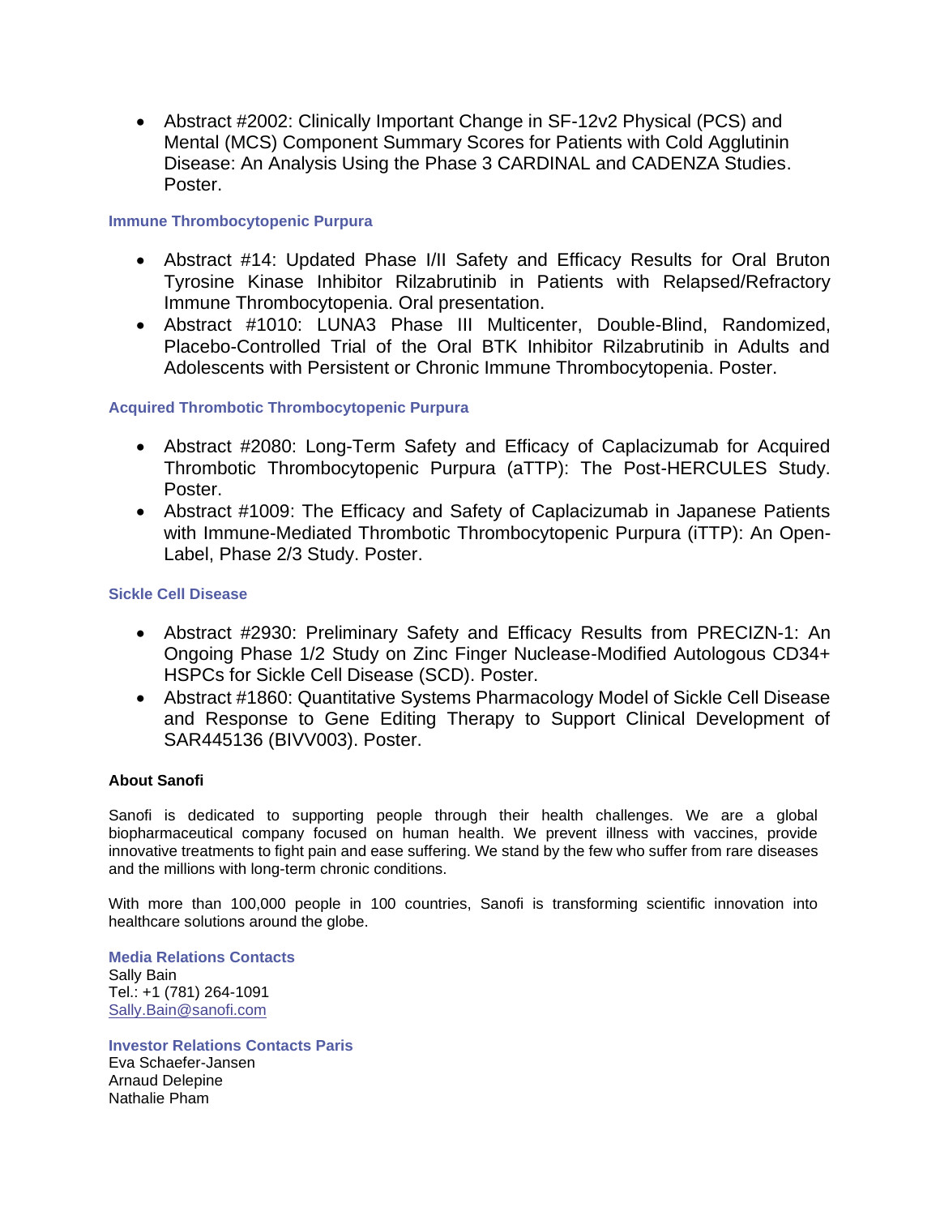- Abstract #2002: Clinically Important Change in SF-12v2 Physical (PCS) and Mental (MCS) Component Summary Scores for Patients with Cold Agglutinin Disease: An Analysis Using the Phase 3 CARDINAL and CADENZA Studies. Poster.

### Immune Thrombocytopenic Purpura

- Abstract #14: Updated Phase I/II Safety and Efficacy Results for Oral Bruton Tyrosine Kinase Inhibitor Rilzabrutinib in Patients with Relapsed/Refractory Immune Thrombocytopenia. Oral presentation.
- Abstract #1010: LUNA3 Phase III Multicenter, Double-Blind, Randomized, Placebo-Controlled Trial of the Oral BTK Inhibitor Rilzabrutinib in Adults and Adolescents with Persistent or Chronic Immune Thrombocytopenia. Poster.

### Acquired Thrombotic Thrombocytopenic Purpura

- Abstract #2080: Long-Term Safety and Efficacy of Caplacizumab for Acquired Thrombotic Thrombocytopenic Purpura (aTTP): The Post-HERCULES Study. Poster.
- Abstract #1009: The Efficacy and Safety of Caplacizumab in Japanese Patients with Immune-Mediated Thrombotic Thrombocytopenic Purpura (iTTP): An Open-Label, Phase 2/3 Study. Poster.

### Sickle Cell Disease

- Abstract #2930: Preliminary Safety and Efficacy Results from PRECIZN-1: An Ongoing Phase 1/2 Study on Zinc Finger Nuclease-Modified Autologous CD34+ HSPCs for Sickle Cell Disease (SCD). Poster.
- Abstract #1860: Quantitative Systems Pharmacology Model of Sickle Cell Disease and Response to Gene Editing Therapy to Support Clinical Development of SAR445136 (BIVV003). Poster.

**About Sanofi**

Sanofi is dedicated to supporting people through their health challenges. We are a global biopharmaceutical company focused on human health. We prevent illness with vaccines, provide innovative treatments to fight pain and ease suffering. We stand by the few who suffer from rare diseases and the millions with long-term chronic conditions.

With more than 100,000 people in 100 countries, Sanofi is transforming scientific innovation into healthcare solutions around the globe.

**Media Relations Contacts**
Sally Bain
Tel.: +1 (781) 264-1091
Sally.Bain@sanofi.com

**Investor Relations Contacts Paris**
Eva Schaefer-Jansen
Arnaud Delepine
Nathalie Pham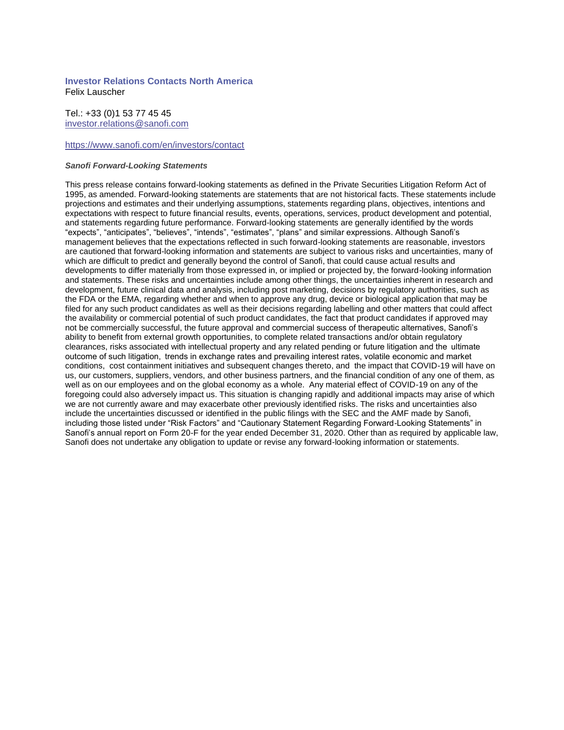**Investor Relations Contacts North America**
Felix Lauscher

Tel.: +33 (0)1 53 77 45 45
investor.relations@sanofi.com

https://www.sanofi.com/en/investors/contact

***Sanofi Forward-Looking Statements***

This press release contains forward-looking statements as defined in the Private Securities Litigation Reform Act of 1995, as amended. Forward-looking statements are statements that are not historical facts. These statements include projections and estimates and their underlying assumptions, statements regarding plans, objectives, intentions and expectations with respect to future financial results, events, operations, services, product development and potential, and statements regarding future performance. Forward-looking statements are generally identified by the words "expects", "anticipates", "believes", "intends", "estimates", "plans" and similar expressions. Although Sanofi's management believes that the expectations reflected in such forward-looking statements are reasonable, investors are cautioned that forward-looking information and statements are subject to various risks and uncertainties, many of which are difficult to predict and generally beyond the control of Sanofi, that could cause actual results and developments to differ materially from those expressed in, or implied or projected by, the forward-looking information and statements. These risks and uncertainties include among other things, the uncertainties inherent in research and development, future clinical data and analysis, including post marketing, decisions by regulatory authorities, such as the FDA or the EMA, regarding whether and when to approve any drug, device or biological application that may be filed for any such product candidates as well as their decisions regarding labelling and other matters that could affect the availability or commercial potential of such product candidates, the fact that product candidates if approved may not be commercially successful, the future approval and commercial success of therapeutic alternatives, Sanofi's ability to benefit from external growth opportunities, to complete related transactions and/or obtain regulatory clearances, risks associated with intellectual property and any related pending or future litigation and the ultimate outcome of such litigation, trends in exchange rates and prevailing interest rates, volatile economic and market conditions, cost containment initiatives and subsequent changes thereto, and the impact that COVID-19 will have on us, our customers, suppliers, vendors, and other business partners, and the financial condition of any one of them, as well as on our employees and on the global economy as a whole. Any material effect of COVID-19 on any of the foregoing could also adversely impact us. This situation is changing rapidly and additional impacts may arise of which we are not currently aware and may exacerbate other previously identified risks. The risks and uncertainties also include the uncertainties discussed or identified in the public filings with the SEC and the AMF made by Sanofi, including those listed under "Risk Factors" and "Cautionary Statement Regarding Forward-Looking Statements" in Sanofi's annual report on Form 20-F for the year ended December 31, 2020. Other than as required by applicable law, Sanofi does not undertake any obligation to update or revise any forward-looking information or statements.